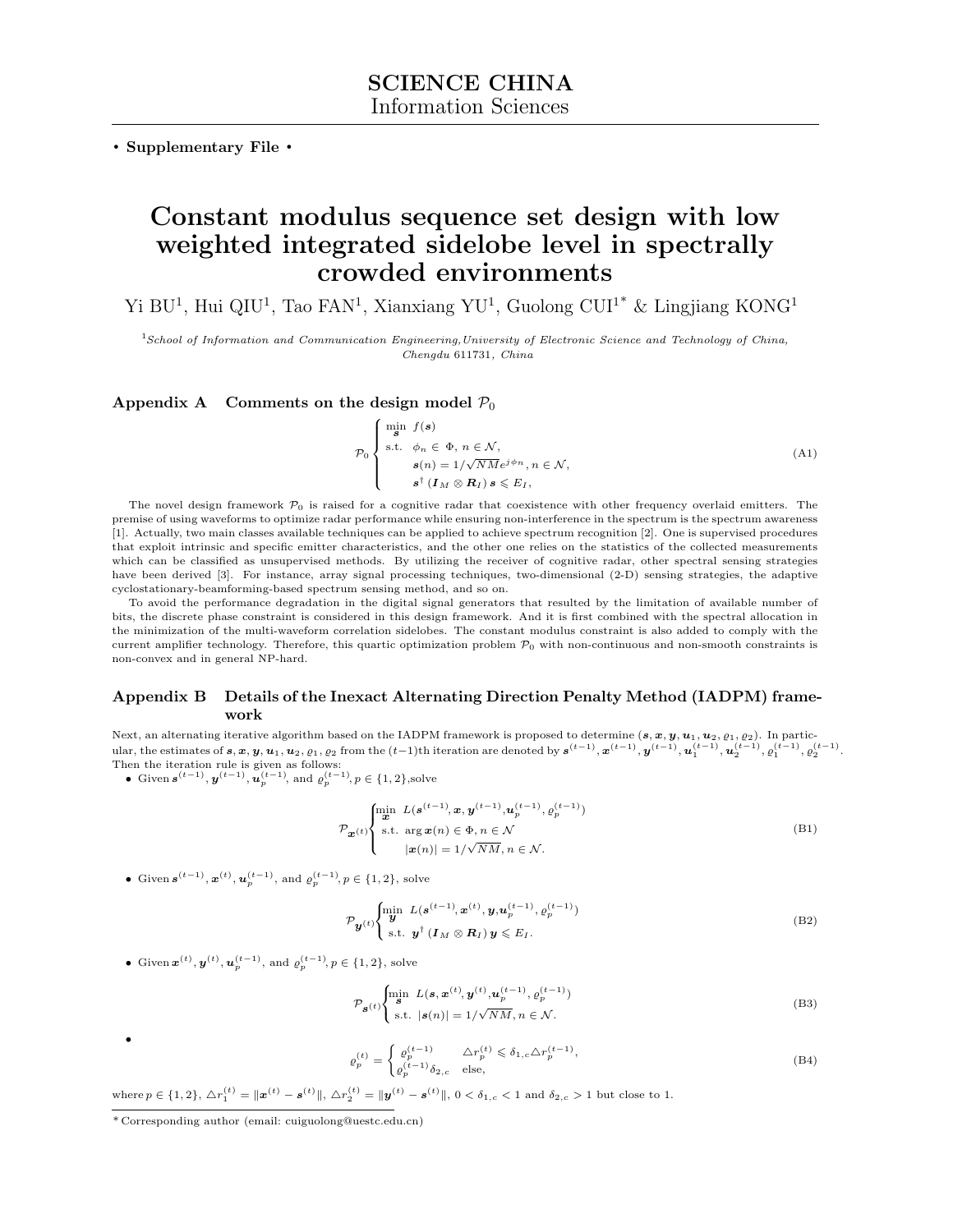**SCIENCE CHINA**
Information Sciences

• **Supplementary File** •

# Constant modulus sequence set design with low weighted integrated sidelobe level in spectrally crowded environments

Yi BU[1], Hui QIU[1], Tao FAN[1], Xianxiang YU[1], Guolong CUI[1*] & Lingjiang KONG[1]

[1] *School of Information and Communication Engineering, University of Electronic Science and Technology of China, Chengdu 611731, China*

## Appendix A Comments on the design model $\mathcal{P}_0$

$$
\mathcal{P}_0 \begin{cases} \min\limits_{\boldsymbol{s}} \ f(\boldsymbol{s}) \\ \text{s.t.} \ \ \phi_n \in \Phi, \, n \in \mathcal{N}, \\ \qquad \boldsymbol{s}(n) = 1/\sqrt{NM} e^{j\phi_n}, n \in \mathcal{N}, \\ \qquad \boldsymbol{s}^{\dagger} \left( \boldsymbol{I}_M \otimes \boldsymbol{R}_I \right) \boldsymbol{s} \leqslant E_I, \end{cases} \tag{A1}
$$

The novel design framework $\mathcal{P}_0$ is raised for a cognitive radar that coexistence with other frequency overlaid emitters. The premise of using waveforms to optimize radar performance while ensuring non-interference in the spectrum is the spectrum awareness [1]. Actually, two main classes available techniques can be applied to achieve spectrum recognition [2]. One is supervised procedures that exploit intrinsic and specific emitter characteristics, and the other one relies on the statistics of the collected measurements which can be classified as unsupervised methods. By utilizing the receiver of cognitive radar, other spectral sensing strategies have been derived [3]. For instance, array signal processing techniques, two-dimensional (2-D) sensing strategies, the adaptive cyclostationary-beamforming-based spectrum sensing method, and so on.

To avoid the performance degradation in the digital signal generators that resulted by the limitation of available number of bits, the discrete phase constraint is considered in this design framework. And it is first combined with the spectral allocation in the minimization of the multi-waveform correlation sidelobes. The constant modulus constraint is also added to comply with the current amplifier technology. Therefore, this quartic optimization problem $\mathcal{P}_0$ with non-continuous and non-smooth constraints is non-convex and in general NP-hard.

## Appendix B Details of the Inexact Alternating Direction Penalty Method (IADPM) framework

Next, an alternating iterative algorithm based on the IADPM framework is proposed to determine $(\boldsymbol{s}, \boldsymbol{x}, \boldsymbol{y}, \boldsymbol{u}_1, \boldsymbol{u}_2, \varrho_1, \varrho_2)$. In particular, the estimates of $\boldsymbol{s}, \boldsymbol{x}, \boldsymbol{y}, \boldsymbol{u}_1, \boldsymbol{u}_2, \varrho_1, \varrho_2$ from the $(t-1)$th iteration are denoted by $\boldsymbol{s}^{(t-1)}, \boldsymbol{x}^{(t-1)}, \boldsymbol{y}^{(t-1)}, \boldsymbol{u}_1^{(t-1)}, \boldsymbol{u}_2^{(t-1)}, \varrho_1^{(t-1)}, \varrho_2^{(t-1)}$. Then the iteration rule is given as follows:

- Given $\boldsymbol{s}^{(t-1)}, \boldsymbol{y}^{(t-1)}, \boldsymbol{u}_p^{(t-1)}$, and $\varrho_p^{(t-1)}, p \in \{1, 2\}$, solve

$$
\mathcal{P}_{\boldsymbol{x}^{(t)}} \begin{cases} \min\limits_{\boldsymbol{x}} \ L(\boldsymbol{s}^{(t-1)}, \boldsymbol{x}, \boldsymbol{y}^{(t-1)}, \boldsymbol{u}_p^{(t-1)}, \varrho_p^{(t-1)}) \\ \text{s.t.} \ \arg \boldsymbol{x}(n) \in \Phi, n \in \mathcal{N} \\ \qquad |\boldsymbol{x}(n)| = 1/\sqrt{NM}, n \in \mathcal{N}. \end{cases} \tag{B1}
$$

- Given $\boldsymbol{s}^{(t-1)}, \boldsymbol{x}^{(t)}, \boldsymbol{u}_p^{(t-1)}$, and $\varrho_p^{(t-1)}, p \in \{1, 2\}$, solve

$$
\mathcal{P}_{\boldsymbol{y}^{(t)}} \begin{cases} \min\limits_{\boldsymbol{y}} \ L(\boldsymbol{s}^{(t-1)}, \boldsymbol{x}^{(t)}, \boldsymbol{y}, \boldsymbol{u}_p^{(t-1)}, \varrho_p^{(t-1)}) \\ \text{s.t.} \ \boldsymbol{y}^{\dagger} \left( \boldsymbol{I}_M \otimes \boldsymbol{R}_I \right) \boldsymbol{y} \leqslant E_I. \end{cases} \tag{B2}
$$

- Given $\boldsymbol{x}^{(t)}, \boldsymbol{y}^{(t)}, \boldsymbol{u}_p^{(t-1)}$, and $\varrho_p^{(t-1)}, p \in \{1, 2\}$, solve

$$
\mathcal{P}_{\boldsymbol{s}^{(t)}} \begin{cases} \min\limits_{\boldsymbol{s}} \ L(\boldsymbol{s}, \boldsymbol{x}^{(t)}, \boldsymbol{y}^{(t)}, \boldsymbol{u}_p^{(t-1)}, \varrho_p^{(t-1)}) \\ \text{s.t.} \ |\boldsymbol{s}(n)| = 1/\sqrt{NM}, n \in \mathcal{N}. \end{cases} \tag{B3}
$$

- 

$$
\varrho_p^{(t)} = \begin{cases} \varrho_p^{(t-1)} & \triangle r_p^{(t)} \leqslant \delta_{1,c} \triangle r_p^{(t-1)}, \\ \varrho_p^{(t-1)} \delta_{2,c} & \text{else}, \end{cases} \tag{B4}
$$

where $p \in \{1, 2\}$, $\triangle r_1^{(t)} = \|\boldsymbol{x}^{(t)} - \boldsymbol{s}^{(t)}\|$, $\triangle r_2^{(t)} = \|\boldsymbol{y}^{(t)} - \boldsymbol{s}^{(t)}\|$, $0 < \delta_{1,c} < 1$ and $\delta_{2,c} > 1$ but close to 1.

* Corresponding author (email: cuiguolong@uestc.edu.cn)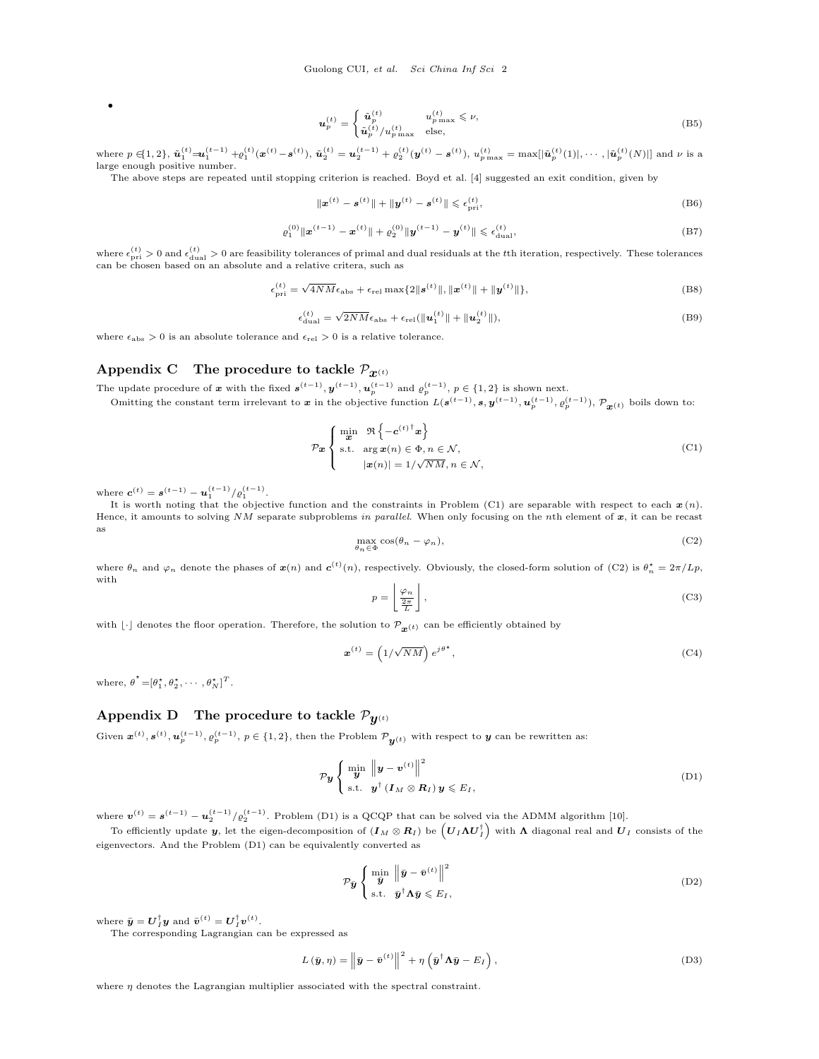- $$\boldsymbol{u}_p^{(t)} = \begin{cases} \tilde{\boldsymbol{u}}_p^{(t)} & u_{p\max}^{(t)} \leqslant \nu, \\ \tilde{\boldsymbol{u}}_p^{(t)}/u_{p\max}^{(t)} & \text{else}, \end{cases} \tag{B5}$$

where $p \in \{1,2\}$, $\tilde{\boldsymbol{u}}_1^{(t)} = \boldsymbol{u}_1^{(t-1)} + \varrho_1^{(t)}(\boldsymbol{x}^{(t)} - \boldsymbol{s}^{(t)})$, $\tilde{\boldsymbol{u}}_2^{(t)} = \boldsymbol{u}_2^{(t-1)} + \varrho_2^{(t)}(\boldsymbol{y}^{(t)} - \boldsymbol{s}^{(t)})$, $u_{p\max}^{(t)} = \max[|\tilde{\boldsymbol{u}}_p^{(t)}(1)|, \cdots, |\tilde{\boldsymbol{u}}_p^{(t)}(N)|]$ and $\nu$ is a large enough positive number.

The above steps are repeated until stopping criterion is reached. Boyd et al. [4] suggested an exit condition, given by

$$\|\boldsymbol{x}^{(t)} - \boldsymbol{s}^{(t)}\| + \|\boldsymbol{y}^{(t)} - \boldsymbol{s}^{(t)}\| \leqslant \epsilon_{\text{pri}}^{(t)}, \tag{B6}$$

$$\varrho_1^{(0)}\|\boldsymbol{x}^{(t-1)} - \boldsymbol{x}^{(t)}\| + \varrho_2^{(0)}\|\boldsymbol{y}^{(t-1)} - \boldsymbol{y}^{(t)}\| \leqslant \epsilon_{\text{dual}}^{(t)}, \tag{B7}$$

where $\epsilon_{\text{pri}}^{(t)} > 0$ and $\epsilon_{\text{dual}}^{(t)} > 0$ are feasibility tolerances of primal and dual residuals at the $t$th iteration, respectively. These tolerances can be chosen based on an absolute and a relative critera, such as

$$\epsilon_{\text{pri}}^{(t)} = \sqrt{4NM}\epsilon_{\text{abs}} + \epsilon_{\text{rel}} \max\{2\|\boldsymbol{s}^{(t)}\|, \|\boldsymbol{x}^{(t)}\| + \|\boldsymbol{y}^{(t)}\|\}, \tag{B8}$$

$$\epsilon_{\text{dual}}^{(t)} = \sqrt{2NM}\epsilon_{\text{abs}} + \epsilon_{\text{rel}}(\|\boldsymbol{u}_1^{(t)}\| + \|\boldsymbol{u}_2^{(t)}\|), \tag{B9}$$

where $\epsilon_{\text{abs}} > 0$ is an absolute tolerance and $\epsilon_{\text{rel}} > 0$ is a relative tolerance.

## Appendix C The procedure to tackle $\mathcal{P}_{\boldsymbol{x}^{(t)}}$

The update procedure of $\boldsymbol{x}$ with the fixed $\boldsymbol{s}^{(t-1)}, \boldsymbol{y}^{(t-1)}, \boldsymbol{u}_p^{(t-1)}$ and $\varrho_p^{(t-1)}$, $p \in \{1,2\}$ is shown next.

Omitting the constant term irrelevant to $\boldsymbol{x}$ in the objective function $L(\boldsymbol{s}^{(t-1)}, \boldsymbol{s}, \boldsymbol{y}^{(t-1)}, \boldsymbol{u}_p^{(t-1)}, \varrho_p^{(t-1)})$, $\mathcal{P}_{\boldsymbol{x}^{(t)}}$ boils down to:

$$\mathcal{P}_{\boldsymbol{x}} \begin{cases} \min\limits_{\boldsymbol{x}} & \Re\left\{-\boldsymbol{c}^{(t)\dagger}\boldsymbol{x}\right\} \\ \text{s.t.} & \arg \boldsymbol{x}(n) \in \Phi, n \in \mathcal{N}, \\ & |\boldsymbol{x}(n)| = 1/\sqrt{NM}, n \in \mathcal{N}, \end{cases} \tag{C1}$$

where $\boldsymbol{c}^{(t)} = \boldsymbol{s}^{(t-1)} - \boldsymbol{u}_1^{(t-1)}/\varrho_1^{(t-1)}$.

It is worth noting that the objective function and the constraints in Problem (C1) are separable with respect to each $\boldsymbol{x}(n)$. Hence, it amounts to solving $NM$ separate subproblems *in parallel*. When only focusing on the $n$th element of $\boldsymbol{x}$, it can be recast as

$$\max_{\theta_n \in \Phi} \cos(\theta_n - \varphi_n), \tag{C2}$$

where $\theta_n$ and $\varphi_n$ denote the phases of $\boldsymbol{x}(n)$ and $\boldsymbol{c}^{(t)}(n)$, respectively. Obviously, the closed-form solution of (C2) is $\theta_n^\star = 2\pi/Lp$, with

$$p = \left\lfloor \frac{\varphi_n}{\frac{2\pi}{L}} \right\rceil, \tag{C3}$$

with $\lfloor \cdot \rceil$ denotes the floor operation. Therefore, the solution to $\mathcal{P}_{\boldsymbol{x}^{(t)}}$ can be efficiently obtained by

$$\boldsymbol{x}^{(t)} = \left(1/\sqrt{NM}\right) e^{j\theta^\star}, \tag{C4}$$

where, $\theta^\star = [\theta_1^\star, \theta_2^\star, \cdots, \theta_N^\star]^T$.

## Appendix D The procedure to tackle $\mathcal{P}_{\boldsymbol{y}^{(t)}}$

Given $\boldsymbol{x}^{(t)}, \boldsymbol{s}^{(t)}, \boldsymbol{u}_p^{(t-1)}, \varrho_p^{(t-1)}$, $p \in \{1,2\}$, then the Problem $\mathcal{P}_{\boldsymbol{y}^{(t)}}$ with respect to $\boldsymbol{y}$ can be rewritten as:

$$\mathcal{P}_{\boldsymbol{y}} \begin{cases} \min\limits_{\boldsymbol{y}} & \left\|\boldsymbol{y} - \boldsymbol{v}^{(t)}\right\|^2 \\ \text{s.t.} & \boldsymbol{y}^\dagger (\boldsymbol{I}_M \otimes \boldsymbol{R}_I) \boldsymbol{y} \leqslant E_I, \end{cases} \tag{D1}$$

where $\boldsymbol{v}^{(t)} = \boldsymbol{s}^{(t-1)} - \boldsymbol{u}_2^{(t-1)}/\varrho_2^{(t-1)}$. Problem (D1) is a QCQP that can be solved via the ADMM algorithm [10].

To efficiently update $\boldsymbol{y}$, let the eigen-decomposition of $(\boldsymbol{I}_M \otimes \boldsymbol{R}_I)$ be $\left(\boldsymbol{U}_I \boldsymbol{\Lambda} \boldsymbol{U}_I^\dagger\right)$ with $\boldsymbol{\Lambda}$ diagonal real and $\boldsymbol{U}_I$ consists of the eigenvectors. And the Problem (D1) can be equivalently converted as

$$\mathcal{P}_{\bar{\boldsymbol{y}}} \begin{cases} \min\limits_{\boldsymbol{y}} & \left\|\bar{\boldsymbol{y}} - \bar{\boldsymbol{v}}^{(t)}\right\|^2 \\ \text{s.t.} & \bar{\boldsymbol{y}}^\dagger \boldsymbol{\Lambda} \bar{\boldsymbol{y}} \leqslant E_I, \end{cases} \tag{D2}$$

where $\bar{\boldsymbol{y}} = \boldsymbol{U}_I^\dagger \boldsymbol{y}$ and $\bar{\boldsymbol{v}}^{(t)} = \boldsymbol{U}_I^\dagger \boldsymbol{v}^{(t)}$.

The corresponding Lagrangian can be expressed as

$$L(\bar{\boldsymbol{y}}, \eta) = \left\|\bar{\boldsymbol{y}} - \bar{\boldsymbol{v}}^{(t)}\right\|^2 + \eta\left(\bar{\boldsymbol{y}}^\dagger \boldsymbol{\Lambda} \bar{\boldsymbol{y}} - E_I\right), \tag{D3}$$

where $\eta$ denotes the Lagrangian multiplier associated with the spectral constraint.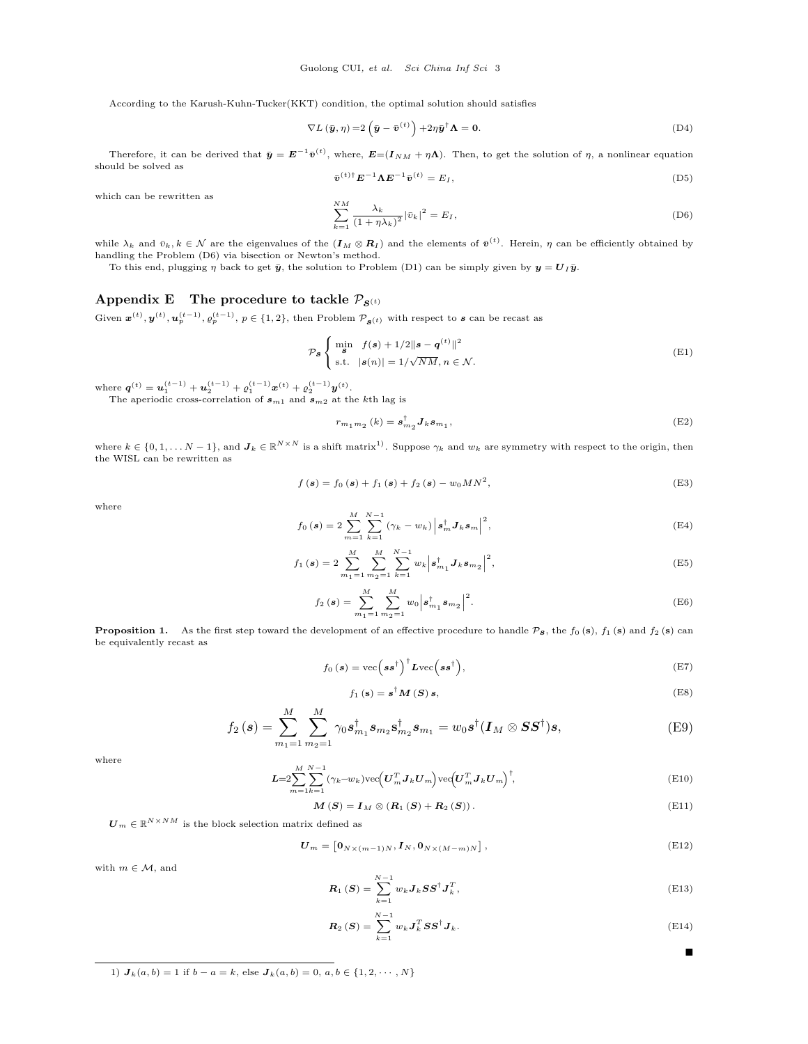According to the Karush-Kuhn-Tucker(KKT) condition, the optimal solution should satisfies

$$\nabla L\left(\bar{\boldsymbol{y}}, \eta\right) = 2\left(\bar{\boldsymbol{y}} - \bar{\boldsymbol{v}}^{(t)}\right) + 2\eta\bar{\boldsymbol{y}}^{\dagger}\boldsymbol{\Lambda} = \boldsymbol{0}. \tag{D4}$$

Therefore, it can be derived that $\bar{\boldsymbol{y}} = \boldsymbol{E}^{-1}\bar{\boldsymbol{v}}^{(t)}$, where, $\boldsymbol{E}$=$(\boldsymbol{I}_{NM} + \eta\boldsymbol{\Lambda})$. Then, to get the solution of $\eta$, a nonlinear equation should be solved as

$$\bar{\boldsymbol{v}}^{(t)\dagger}\boldsymbol{E}^{-1}\boldsymbol{\Lambda}\boldsymbol{E}^{-1}\bar{\boldsymbol{v}}^{(t)} = E_I, \tag{D5}$$

which can be rewritten as

$$\sum_{k=1}^{NM} \frac{\lambda_k}{(1+\eta\lambda_k)^2}\left|\bar{v}_k\right|^2 = E_I, \tag{D6}$$

while $\lambda_k$ and $\bar{v}_k, k \in \mathcal{N}$ are the eigenvalues of the $(\boldsymbol{I}_M \otimes \boldsymbol{R}_I)$ and the elements of $\bar{\boldsymbol{v}}^{(t)}$. Herein, $\eta$ can be efficiently obtained by handling the Problem (D6) via bisection or Newton's method.

To this end, plugging $\eta$ back to get $\bar{\boldsymbol{y}}$, the solution to Problem (D1) can be simply given by $\boldsymbol{y} = \boldsymbol{U}_I\bar{\boldsymbol{y}}$.

## Appendix E The procedure to tackle $\mathcal{P}_{\boldsymbol{S}^{(t)}}$

Given $\boldsymbol{x}^{(t)}, \boldsymbol{y}^{(t)}, \boldsymbol{u}_p^{(t-1)}, \varrho_p^{(t-1)}$, $p \in \{1,2\}$, then Problem $\mathcal{P}_{\boldsymbol{S}^{(t)}}$ with respect to $\boldsymbol{s}$ can be recast as

$$\mathcal{P}_{\boldsymbol{s}} \begin{cases} \min\limits_{\boldsymbol{s}} & f(\boldsymbol{s}) + 1/2\|\boldsymbol{s} - \boldsymbol{q}^{(t)}\|^2 \\ \text{s.t.} & |\boldsymbol{s}(n)| = 1/\sqrt{NM}, n \in \mathcal{N}. \end{cases} \tag{E1}$$

where $\boldsymbol{q}^{(t)} = \boldsymbol{u}_1^{(t-1)} + \boldsymbol{u}_2^{(t-1)} + \varrho_1^{(t-1)}\boldsymbol{x}^{(t)} + \varrho_2^{(t-1)}\boldsymbol{y}^{(t)}$.

The aperiodic cross-correlation of $\boldsymbol{s}_{m1}$ and $\boldsymbol{s}_{m2}$ at the $k$th lag is

$$r_{m_1 m_2}(k) = \boldsymbol{s}_{m_2}^{\dagger}\boldsymbol{J}_k\boldsymbol{s}_{m_1}, \tag{E2}$$

where $k \in \{0, 1, \ldots N-1\}$, and $\boldsymbol{J}_k \in \mathbb{R}^{N\times N}$ is a shift matrix[1]. Suppose $\gamma_k$ and $w_k$ are symmetry with respect to the origin, then the WISL can be rewritten as

$$f(\boldsymbol{s}) = f_0(\boldsymbol{s}) + f_1(\boldsymbol{s}) + f_2(\boldsymbol{s}) - w_0 MN^2, \tag{E3}$$

where

$$f_0(\boldsymbol{s}) = 2\sum_{m=1}^{M}\sum_{k=1}^{N-1}(\gamma_k - w_k)\left|\boldsymbol{s}_m^{\dagger}\boldsymbol{J}_k\boldsymbol{s}_m\right|^2, \tag{E4}$$

$$f_1(\boldsymbol{s}) = 2\sum_{m_1=1}^{M}\sum_{m_2=1}^{M}\sum_{k=1}^{N-1} w_k\left|\boldsymbol{s}_{m_1}^{\dagger}\boldsymbol{J}_k\boldsymbol{s}_{m_2}\right|^2, \tag{E5}$$

$$f_2(\boldsymbol{s}) = \sum_{m_1=1}^{M}\sum_{m_2=1}^{M} w_0\left|\boldsymbol{s}_{m_1}^{\dagger}\boldsymbol{s}_{m_2}\right|^2. \tag{E6}$$

**Proposition 1.** As the first step toward the development of an effective procedure to handle $\mathcal{P}_{\boldsymbol{s}}$, the $f_0(\boldsymbol{s})$, $f_1(\mathbf{s})$ and $f_2(\mathbf{s})$ can be equivalently recast as

$$f_0(\boldsymbol{s}) = \text{vec}\left(\boldsymbol{s}\boldsymbol{s}^{\dagger}\right)^{\dagger}\boldsymbol{L}\text{vec}\left(\boldsymbol{s}\boldsymbol{s}^{\dagger}\right), \tag{E7}$$

$$f_1(\mathbf{s}) = \boldsymbol{s}^{\dagger}\boldsymbol{M}(\boldsymbol{S})\boldsymbol{s}, \tag{E8}$$

$$f_2(\boldsymbol{s}) = \sum_{m_1=1}^{M}\sum_{m_2=1}^{M}\gamma_0\boldsymbol{s}_{m_1}^{\dagger}\boldsymbol{s}_{m_2}\mathbf{s}_{m_2}^{\dagger}\boldsymbol{s}_{m_1} = w_0\boldsymbol{s}^{\dagger}(\boldsymbol{I}_M \otimes \boldsymbol{S}\boldsymbol{S}^{\dagger})\boldsymbol{s}, \tag{E9}$$

where

$$\boldsymbol{L} = 2\sum_{m=1}^{M}\sum_{k=1}^{N-1}(\gamma_k - w_k)\text{vec}\left(\boldsymbol{U}_m^T\boldsymbol{J}_k\boldsymbol{U}_m\right)\text{vec}\left(\boldsymbol{U}_m^T\boldsymbol{J}_k\boldsymbol{U}_m\right)^{\dagger}, \tag{E10}$$

$$\boldsymbol{M}(\boldsymbol{S}) = \boldsymbol{I}_M \otimes (\boldsymbol{R}_1(\boldsymbol{S}) + \boldsymbol{R}_2(\boldsymbol{S})). \tag{E11}$$

$\boldsymbol{U}_m \in \mathbb{R}^{N\times NM}$ is the block selection matrix defined as

$$\boldsymbol{U}_m = \left[\boldsymbol{0}_{N\times(m-1)N}, \boldsymbol{I}_N, \boldsymbol{0}_{N\times(M-m)N}\right], \tag{E12}$$

with $m \in \mathcal{M}$, and

$$\boldsymbol{R}_1(\boldsymbol{S}) = \sum_{k=1}^{N-1} w_k\boldsymbol{J}_k\boldsymbol{S}\boldsymbol{S}^{\dagger}\boldsymbol{J}_k^T, \tag{E13}$$

$$\boldsymbol{R}_2(\boldsymbol{S}) = \sum_{k=1}^{N-1} w_k\boldsymbol{J}_k^T\boldsymbol{S}\boldsymbol{S}^{\dagger}\boldsymbol{J}_k. \tag{E14}$$

■

[1] $\boldsymbol{J}_k(a,b) = 1$ if $b - a = k$, else $\boldsymbol{J}_k(a,b) = 0$, $a, b \in \{1, 2, \cdots, N\}$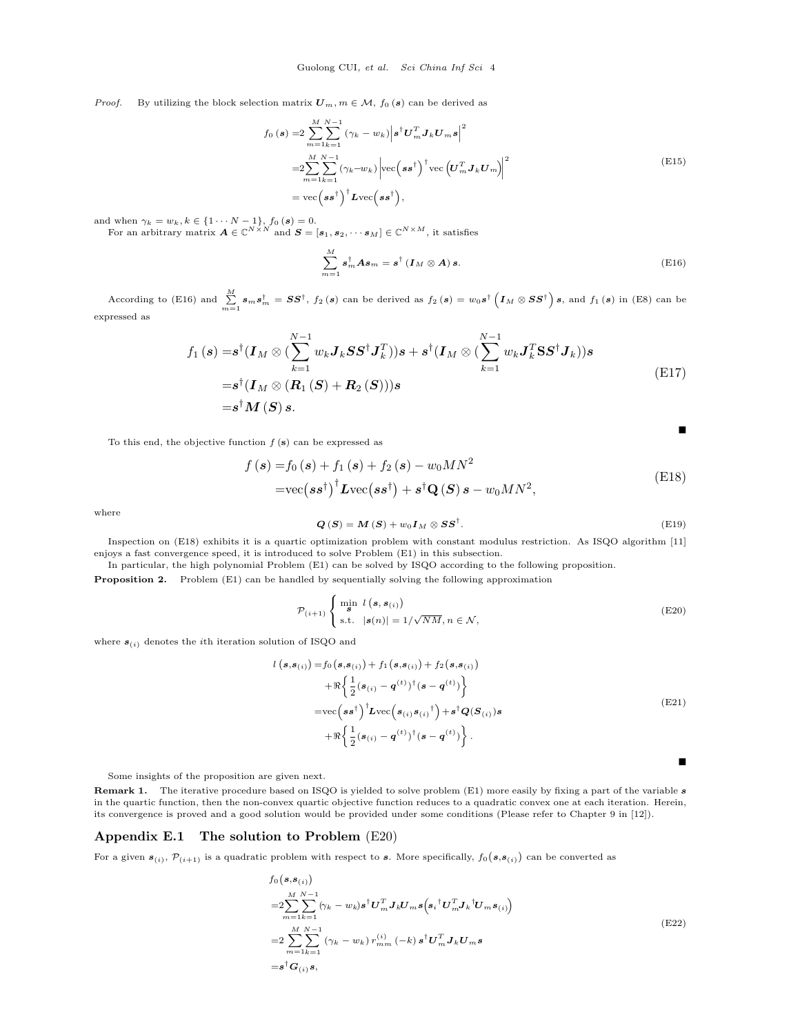*Proof.* By utilizing the block selection matrix $\boldsymbol{U}_m, m \in \mathcal{M}$, $f_0(\boldsymbol{s})$ can be derived as

$$
\begin{aligned}
f_0(\boldsymbol{s}) =& 2\sum_{m=1}^{M}\sum_{k=1}^{N-1}(\gamma_k - w_k)\left|\boldsymbol{s}^\dagger \boldsymbol{U}_m^T \boldsymbol{J}_k \boldsymbol{U}_m \boldsymbol{s}\right|^2 \\
=& 2\sum_{m=1}^{M}\sum_{k=1}^{N-1}(\gamma_k - w_k)\left|\mathrm{vec}\left(\boldsymbol{s}\boldsymbol{s}^\dagger\right)^\dagger \mathrm{vec}\left(\boldsymbol{U}_m^T \boldsymbol{J}_k \boldsymbol{U}_m\right)\right|^2 \\
=& \mathrm{vec}\left(\boldsymbol{s}\boldsymbol{s}^\dagger\right)^\dagger \boldsymbol{L}\,\mathrm{vec}\left(\boldsymbol{s}\boldsymbol{s}^\dagger\right),
\end{aligned}
\tag{E15}
$$

and when $\gamma_k = w_k, k \in \{1 \cdots N-1\}$, $f_0(\boldsymbol{s}) = 0$.

For an arbitrary matrix $\boldsymbol{A} \in \mathbb{C}^{N\times N}$ and $\boldsymbol{S} = [\boldsymbol{s}_1, \boldsymbol{s}_2, \cdots \boldsymbol{s}_M] \in \mathbb{C}^{N\times M}$, it satisfies

$$
\sum_{m=1}^{M} \boldsymbol{s}_m^\dagger \boldsymbol{A} \boldsymbol{s}_m = \boldsymbol{s}^\dagger (\boldsymbol{I}_M \otimes \boldsymbol{A})\, \boldsymbol{s}. \tag{E16}
$$

According to (E16) and $\sum_{m=1}^{M} \boldsymbol{s}_m \boldsymbol{s}_m^\dagger = \boldsymbol{S}\boldsymbol{S}^\dagger$, $f_2(\boldsymbol{s})$ can be derived as $f_2(\boldsymbol{s}) = w_0 \boldsymbol{s}^\dagger \left(\boldsymbol{I}_M \otimes \boldsymbol{S}\boldsymbol{S}^\dagger\right)\boldsymbol{s}$, and $f_1(\boldsymbol{s})$ in (E8) can be expressed as

$$
\begin{aligned}
f_1(\boldsymbol{s}) =& \boldsymbol{s}^\dagger (\boldsymbol{I}_M \otimes (\sum_{k=1}^{N-1} w_k \boldsymbol{J}_k \boldsymbol{S}\boldsymbol{S}^\dagger \boldsymbol{J}_k^T))\boldsymbol{s} + \boldsymbol{s}^\dagger (\boldsymbol{I}_M \otimes (\sum_{k=1}^{N-1} w_k \boldsymbol{J}_k^T \mathbf{S}\boldsymbol{S}^\dagger \boldsymbol{J}_k))\boldsymbol{s} \\
=& \boldsymbol{s}^\dagger (\boldsymbol{I}_M \otimes (\boldsymbol{R}_1(\boldsymbol{S}) + \boldsymbol{R}_2(\boldsymbol{S})))\boldsymbol{s} \\
=& \boldsymbol{s}^\dagger \boldsymbol{M}(\boldsymbol{S})\, \boldsymbol{s}.
\end{aligned}
\tag{E17}
$$

■

To this end, the objective function $f(\mathbf{s})$ can be expressed as

$$
\begin{aligned}
f(\boldsymbol{s}) =& f_0(\boldsymbol{s}) + f_1(\boldsymbol{s}) + f_2(\boldsymbol{s}) - w_0 MN^2 \\
=& \mathrm{vec}\left(\boldsymbol{s}\boldsymbol{s}^\dagger\right)^\dagger \boldsymbol{L}\,\mathrm{vec}\left(\boldsymbol{s}\boldsymbol{s}^\dagger\right) + \boldsymbol{s}^\dagger \mathbf{Q}(\boldsymbol{S})\, \boldsymbol{s} - w_0 MN^2,
\end{aligned}
\tag{E18}
$$

where

$$
\boldsymbol{Q}(\boldsymbol{S}) = \boldsymbol{M}(\boldsymbol{S}) + w_0 \boldsymbol{I}_M \otimes \boldsymbol{S}\boldsymbol{S}^\dagger. \tag{E19}
$$

Inspection on (E18) exhibits it is a quartic optimization problem with constant modulus restriction. As ISQO algorithm [11] enjoys a fast convergence speed, it is introduced to solve Problem (E1) in this subsection.

In particular, the high polynomial Problem (E1) can be solved by ISQO according to the following proposition.

**Proposition 2.** Problem (E1) can be handled by sequentially solving the following approximation

$$
\mathcal{P}_{(i+1)} \begin{cases} \min\limits_{\boldsymbol{s}} \; l\left(\boldsymbol{s}, \boldsymbol{s}_{(i)}\right) \\ \text{s.t.} \;\; |\boldsymbol{s}(n)| = 1/\sqrt{NM}, n \in \mathcal{N}, \end{cases} \tag{E20}
$$

where $\boldsymbol{s}_{(i)}$ denotes the $i$th iteration solution of ISQO and

$$
\begin{aligned}
l\left(\boldsymbol{s},\boldsymbol{s}_{(i)}\right) =& f_0\left(\boldsymbol{s},\boldsymbol{s}_{(i)}\right) + f_1\left(\boldsymbol{s},\boldsymbol{s}_{(i)}\right) + f_2\left(\boldsymbol{s},\boldsymbol{s}_{(i)}\right) \\
&+ \Re\left\{\frac{1}{2}(\boldsymbol{s}_{(i)} - \boldsymbol{q}^{(t)})^\dagger(\boldsymbol{s} - \boldsymbol{q}^{(t)})\right\} \\
=& \mathrm{vec}\left(\boldsymbol{s}\boldsymbol{s}^\dagger\right)^\dagger \boldsymbol{L}\,\mathrm{vec}\left(\boldsymbol{s}_{(i)}\boldsymbol{s}_{(i)}{}^\dagger\right) + \boldsymbol{s}^\dagger \boldsymbol{Q}(\boldsymbol{S}_{(i)})\boldsymbol{s} \\
&+ \Re\left\{\frac{1}{2}(\boldsymbol{s}_{(i)} - \boldsymbol{q}^{(t)})^\dagger(\boldsymbol{s} - \boldsymbol{q}^{(t)})\right\}.
\end{aligned}
\tag{E21}
$$

■

Some insights of the proposition are given next.

**Remark 1.** The iterative procedure based on ISQO is yielded to solve problem (E1) more easily by fixing a part of the variable $\boldsymbol{s}$ in the quartic function, then the non-convex quartic objective function reduces to a quadratic convex one at each iteration. Herein, its convergence is proved and a good solution would be provided under some conditions (Please refer to Chapter 9 in [12]).

## Appendix E.1 The solution to Problem (E20)

For a given $\boldsymbol{s}_{(i)}$, $\mathcal{P}_{(i+1)}$ is a quadratic problem with respect to $\boldsymbol{s}$. More specifically, $f_0\left(\boldsymbol{s},\boldsymbol{s}_{(i)}\right)$ can be converted as

$$
\begin{aligned}
& f_0\left(\boldsymbol{s},\boldsymbol{s}_{(i)}\right) \\
=& 2\sum_{m=1}^{M}\sum_{k=1}^{N-1}(\gamma_k - w_k)\boldsymbol{s}^\dagger \boldsymbol{U}_m^T \boldsymbol{J}_k \boldsymbol{U}_m \boldsymbol{s}\left(\boldsymbol{s}_i{}^\dagger \boldsymbol{U}_m^T \boldsymbol{J}_k{}^\dagger \boldsymbol{U}_m \boldsymbol{s}_{(i)}\right) \\
=& 2\sum_{m=1}^{M}\sum_{k=1}^{N-1}(\gamma_k - w_k)\, r_{mm}^{(i)}(-k)\, \boldsymbol{s}^\dagger \boldsymbol{U}_m^T \boldsymbol{J}_k \boldsymbol{U}_m \boldsymbol{s} \\
=& \boldsymbol{s}^\dagger \boldsymbol{G}_{(i)} \boldsymbol{s},
\end{aligned}
\tag{E22}
$$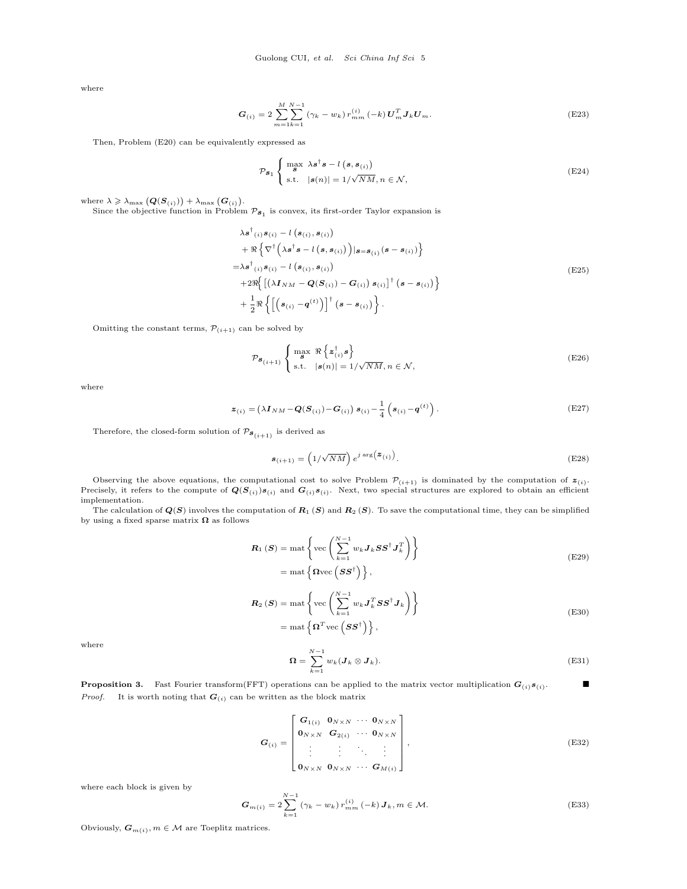where

$$
\boldsymbol{G}_{(i)} = 2\sum_{m=1}^{M}\sum_{k=1}^{N-1}\left(\gamma_k - w_k\right) r_{mm}^{(i)}\left(-k\right) \boldsymbol{U}_m^T \boldsymbol{J}_k \boldsymbol{U}_m. \tag{E23}
$$

Then, Problem (E20) can be equivalently expressed as

$$
\mathcal{P}_{\boldsymbol{s}_1}\left\{\begin{array}{l} \max\limits_{\boldsymbol{s}} \;\lambda \boldsymbol{s}^{\dagger}\boldsymbol{s} - l\left(\boldsymbol{s}, \boldsymbol{s}_{(i)}\right) \\ \text{s.t.} \quad |\boldsymbol{s}(n)| = 1/\sqrt{NM}, n \in \mathcal{N}, \end{array}\right. \tag{E24}
$$

where $\lambda \geqslant \lambda_{\max}\left(\boldsymbol{Q}(\boldsymbol{S}_{(i)})\right) + \lambda_{\max}\left(\boldsymbol{G}_{(i)}\right)$.

Since the objective function in Problem $\mathcal{P}_{\boldsymbol{s}_1}$ is convex, its first-order Taylor expansion is

$$
\begin{aligned}
&\lambda \boldsymbol{s}^{\dagger}{}_{(i)}\boldsymbol{s}_{(i)} - l\left(\boldsymbol{s}_{(i)}, \boldsymbol{s}_{(i)}\right) \\
&+ \Re\left\{\nabla^{\dagger}\left(\lambda \boldsymbol{s}^{\dagger}\boldsymbol{s} - l\left(\boldsymbol{s}, \boldsymbol{s}_{(i)}\right)\right)|_{\boldsymbol{s}=\boldsymbol{s}_{(i)}}\left(\boldsymbol{s} - \boldsymbol{s}_{(i)}\right)\right\} \\
=&\lambda \boldsymbol{s}^{\dagger}{}_{(i)}\boldsymbol{s}_{(i)} - l\left(\boldsymbol{s}_{(i)}, \boldsymbol{s}_{(i)}\right) \\
&+2\Re\Big\{\left[\left(\lambda \boldsymbol{I}_{NM} - \boldsymbol{Q}(\boldsymbol{S}_{(i)}) - \boldsymbol{G}_{(i)}\right)\boldsymbol{s}_{(i)}\right]^{\dagger}\left(\boldsymbol{s} - \boldsymbol{s}_{(i)}\right)\Big\} \\
&+ \frac{1}{2}\Re\left\{\left[\left(\boldsymbol{s}_{(i)} - \boldsymbol{q}^{(t)}\right)\right]^{\dagger}\left(\boldsymbol{s} - \boldsymbol{s}_{(i)}\right)\right\}.
\end{aligned} \tag{E25}
$$

Omitting the constant terms, $\mathcal{P}_{(i+1)}$ can be solved by

$$
\mathcal{P}_{\boldsymbol{s}_{(i+1)}}\left\{\begin{array}{l} \max\limits_{\boldsymbol{s}} \;\Re\left\{\boldsymbol{z}_{(i)}^{\dagger}\boldsymbol{s}\right\} \\ \text{s.t.} \quad |\boldsymbol{s}(n)| = 1/\sqrt{NM}, n \in \mathcal{N}, \end{array}\right. \tag{E26}
$$

where

$$
\boldsymbol{z}_{(i)} = \left(\lambda \boldsymbol{I}_{NM} - \boldsymbol{Q}(\boldsymbol{S}_{(i)}) - \boldsymbol{G}_{(i)}\right)\boldsymbol{s}_{(i)} - \frac{1}{4}\left(\boldsymbol{s}_{(i)} - \boldsymbol{q}^{(t)}\right). \tag{E27}
$$

Therefore, the closed-form solution of $\mathcal{P}_{\boldsymbol{s}_{(i+1)}}$ is derived as

$$
\boldsymbol{s}_{(i+1)} = \left(1/\sqrt{NM}\right) e^{j\arg\left(\boldsymbol{z}_{(i)}\right)}. \tag{E28}
$$

Observing the above equations, the computational cost to solve Problem $\mathcal{P}_{(i+1)}$ is dominated by the computation of $\boldsymbol{z}_{(i)}$. Precisely, it refers to the compute of $\boldsymbol{Q}(\boldsymbol{S}_{(i)})\boldsymbol{s}_{(i)}$ and $\boldsymbol{G}_{(i)}\boldsymbol{s}_{(i)}$. Next, two special structures are explored to obtain an efficient implementation.

The calculation of $\boldsymbol{Q}(\boldsymbol{S})$ involves the computation of $\boldsymbol{R}_1(\boldsymbol{S})$ and $\boldsymbol{R}_2(\boldsymbol{S})$. To save the computational time, they can be simplified by using a fixed sparse matrix $\boldsymbol{\Omega}$ as follows

$$
\begin{aligned}
\boldsymbol{R}_1\left(\boldsymbol{S}\right) &= \text{mat}\left\{\text{vec}\left(\sum_{k=1}^{N-1} w_k \boldsymbol{J}_k \boldsymbol{S}\boldsymbol{S}^{\dagger}\boldsymbol{J}_k^T\right)\right\} \\
&= \text{mat}\left\{\boldsymbol{\Omega}\text{vec}\left(\boldsymbol{S}\boldsymbol{S}^{\dagger}\right)\right\},
\end{aligned} \tag{E29}
$$

$$
\begin{aligned}
\boldsymbol{R}_2\left(\boldsymbol{S}\right) &= \text{mat}\left\{\text{vec}\left(\sum_{k=1}^{N-1} w_k \boldsymbol{J}_k^T \boldsymbol{S}\boldsymbol{S}^{\dagger}\boldsymbol{J}_k\right)\right\} \\
&= \text{mat}\left\{\boldsymbol{\Omega}^T\text{vec}\left(\boldsymbol{S}\boldsymbol{S}^{\dagger}\right)\right\},
\end{aligned} \tag{E30}
$$

where

$$
\boldsymbol{\Omega} = \sum_{k=1}^{N-1} w_k (\boldsymbol{J}_k \otimes \boldsymbol{J}_k). \tag{E31}
$$

**Proposition 3.** Fast Fourier transform(FFT) operations can be applied to the matrix vector multiplication $\boldsymbol{G}_{(i)}\boldsymbol{s}_{(i)}$. ■

*Proof.* It is worth noting that $\boldsymbol{G}_{(i)}$ can be written as the block matrix

$$
\boldsymbol{G}_{(i)} = \begin{bmatrix} \boldsymbol{G}_{1(i)} & \boldsymbol{0}_{N\times N} & \cdots & \boldsymbol{0}_{N\times N} \\ \boldsymbol{0}_{N\times N} & \boldsymbol{G}_{2(i)} & \cdots & \boldsymbol{0}_{N\times N} \\ \vdots & \vdots & \ddots & \vdots \\ \boldsymbol{0}_{N\times N} & \boldsymbol{0}_{N\times N} & \cdots & \boldsymbol{G}_{M(i)} \end{bmatrix}, \tag{E32}
$$

where each block is given by

$$
\boldsymbol{G}_{m(i)} = 2\sum_{k=1}^{N-1}\left(\gamma_k - w_k\right) r_{mm}^{(i)}\left(-k\right) \boldsymbol{J}_k, m \in \mathcal{M}. \tag{E33}
$$

Obviously, $\boldsymbol{G}_{m(i)}, m \in \mathcal{M}$ are Toeplitz matrices.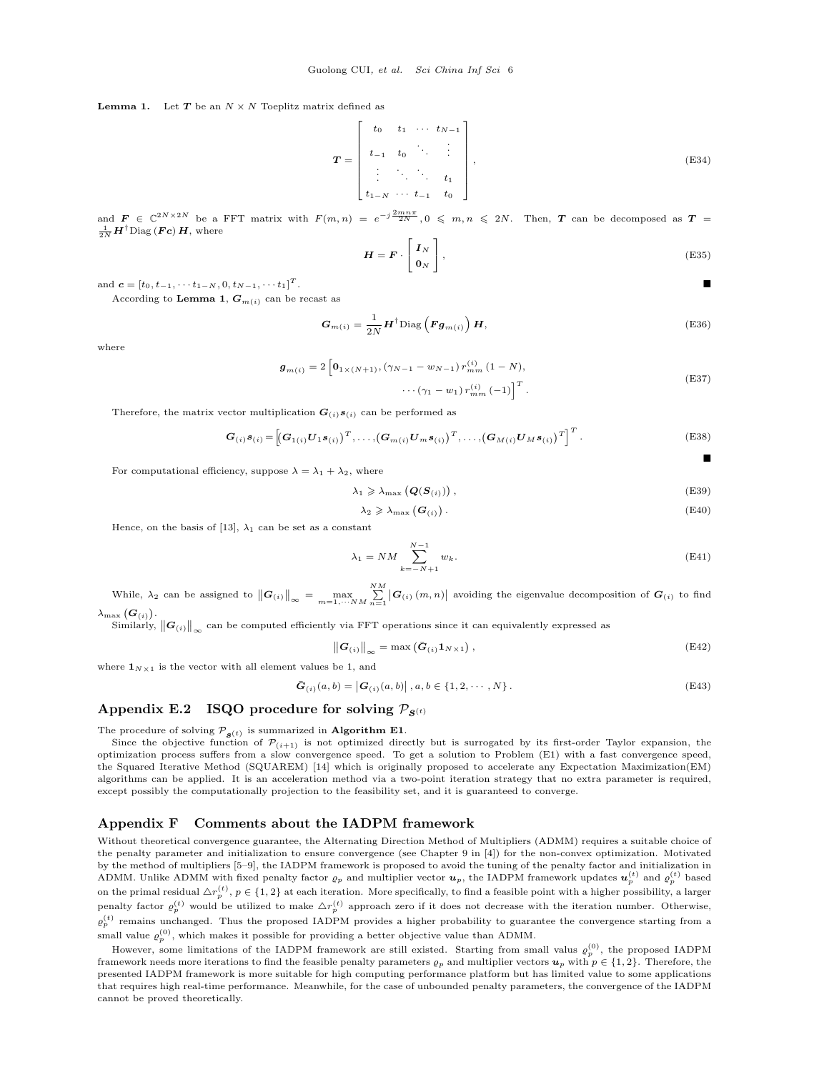**Lemma 1.** Let $\boldsymbol{T}$ be an $N \times N$ Toeplitz matrix defined as

$$\boldsymbol{T} = \begin{bmatrix} t_0 & t_1 & \cdots & t_{N-1} \\ t_{-1} & t_0 & \ddots & \vdots \\ \vdots & \ddots & \ddots & t_1 \\ t_{1-N} & \cdots & t_{-1} & t_0 \end{bmatrix}, \tag{E34}$$

and $\boldsymbol{F} \in \mathbb{C}^{2N \times 2N}$ be a FFT matrix with $F(m,n) = e^{-j\frac{2mn\pi}{2N}}, 0 \leqslant m,n \leqslant 2N$. Then, $\boldsymbol{T}$ can be decomposed as $\boldsymbol{T} = \frac{1}{2N}\boldsymbol{H}^{\dagger}\mathrm{Diag}\left(\boldsymbol{F}\boldsymbol{c}\right)\boldsymbol{H}$, where

$$\boldsymbol{H} = \boldsymbol{F} \cdot \begin{bmatrix} \boldsymbol{I}_N \\ \boldsymbol{0}_N \end{bmatrix}, \tag{E35}$$

and $\boldsymbol{c} = [t_0, t_{-1}, \cdots t_{1-N}, 0, t_{N-1}, \cdots t_1]^T$. ■

According to **Lemma 1**, $\boldsymbol{G}_{m(i)}$ can be recast as

$$\boldsymbol{G}_{m(i)} = \frac{1}{2N}\boldsymbol{H}^{\dagger}\mathrm{Diag}\left(\boldsymbol{F}\boldsymbol{g}_{m(i)}\right)\boldsymbol{H}, \tag{E36}$$

where

$$\begin{aligned} \boldsymbol{g}_{m(i)} = 2\Big[&\boldsymbol{0}_{1\times(N+1)}, (\gamma_{N-1} - w_{N-1})\, r_{mm}^{(i)}(1-N), \\ &\cdots (\gamma_1 - w_1)\, r_{mm}^{(i)}(-1)\Big]^T. \end{aligned} \tag{E37}$$

Therefore, the matrix vector multiplication $\boldsymbol{G}_{(i)}\boldsymbol{s}_{(i)}$ can be performed as

$$\boldsymbol{G}_{(i)}\boldsymbol{s}_{(i)} = \left[\left(\boldsymbol{G}_{1(i)}\boldsymbol{U}_1\boldsymbol{s}_{(i)}\right)^T, \ldots, \left(\boldsymbol{G}_{m(i)}\boldsymbol{U}_m\boldsymbol{s}_{(i)}\right)^T, \ldots, \left(\boldsymbol{G}_{M(i)}\boldsymbol{U}_M\boldsymbol{s}_{(i)}\right)^T\right]^T. \tag{E38}$$

■

For computational efficiency, suppose $\lambda = \lambda_1 + \lambda_2$, where

$$\lambda_1 \geqslant \lambda_{\max}\left(\boldsymbol{Q}(\boldsymbol{S}_{(i)})\right), \tag{E39}$$

$$\lambda_2 \geqslant \lambda_{\max}\left(\boldsymbol{G}_{(i)}\right). \tag{E40}$$

Hence, on the basis of [13], $\lambda_1$ can be set as a constant

$$\lambda_1 = NM \sum_{k=-N+1}^{N-1} w_k. \tag{E41}$$

While, $\lambda_2$ can be assigned to $\left\|\boldsymbol{G}_{(i)}\right\|_{\infty} = \max\limits_{m=1,\cdots NM} \sum\limits_{n=1}^{NM} \left|\boldsymbol{G}_{(i)}(m,n)\right|$ avoiding the eigenvalue decomposition of $\boldsymbol{G}_{(i)}$ to find $\lambda_{\max}\left(\boldsymbol{G}_{(i)}\right)$.

Similarly, $\left\|\boldsymbol{G}_{(i)}\right\|_{\infty}$ can be computed efficiently via FFT operations since it can equivalently expressed as

$$\left\|\boldsymbol{G}_{(i)}\right\|_{\infty} = \max\left(\bar{\boldsymbol{G}}_{(i)}\boldsymbol{1}_{N\times 1}\right), \tag{E42}$$

where $\boldsymbol{1}_{N\times 1}$ is the vector with all element values be 1, and

$$\bar{\boldsymbol{G}}_{(i)}(a,b) = \left|\boldsymbol{G}_{(i)}(a,b)\right|, a,b \in \{1,2,\cdots,N\}. \tag{E43}$$

## Appendix E.2 ISQO procedure for solving $\mathcal{P}_{\boldsymbol{S}^{(t)}}$

The procedure of solving $\mathcal{P}_{\boldsymbol{S}^{(t)}}$ is summarized in **Algorithm E1**.

Since the objective function of $\mathcal{P}_{(i+1)}$ is not optimized directly but is surrogated by its first-order Taylor expansion, the optimization process suffers from a slow convergence speed. To get a solution to Problem (E1) with a fast convergence speed, the Squared Iterative Method (SQUAREM) [14] which is originally proposed to accelerate any Expectation Maximization(EM) algorithms can be applied. It is an acceleration method via a two-point iteration strategy that no extra parameter is required, except possibly the computationally projection to the feasibility set, and it is guaranteed to converge.

# Appendix F Comments about the IADPM framework

Without theoretical convergence guarantee, the Alternating Direction Method of Multipliers (ADMM) requires a suitable choice of the penalty parameter and initialization to ensure convergence (see Chapter 9 in [4]) for the non-convex optimization. Motivated by the method of multipliers [5–9], the IADPM framework is proposed to avoid the tuning of the penalty factor and initialization in ADMM. Unlike ADMM with fixed penalty factor $\varrho_p$ and multiplier vector $\boldsymbol{u}_p$, the IADPM framework updates $\boldsymbol{u}_p^{(t)}$ and $\varrho_p^{(t)}$ based on the primal residual $\triangle r_p^{(t)}$, $p \in \{1,2\}$ at each iteration. More specifically, to find a feasible point with a higher possibility, a larger penalty factor $\varrho_p^{(t)}$ would be utilized to make $\triangle r_p^{(t)}$ approach zero if it does not decrease with the iteration number. Otherwise, $\varrho_p^{(t)}$ remains unchanged. Thus the proposed IADPM provides a higher probability to guarantee the convergence starting from a small value $\varrho_p^{(0)}$, which makes it possible for providing a better objective value than ADMM.

However, some limitations of the IADPM framework are still existed. Starting from small valus $\varrho_p^{(0)}$, the proposed IADPM framework needs more iterations to find the feasible penalty parameters $\varrho_p$ and multiplier vectors $\boldsymbol{u}_p$ with $p \in \{1,2\}$. Therefore, the presented IADPM framework is more suitable for high computing performance platform but has limited value to some applications that requires high real-time performance. Meanwhile, for the case of unbounded penalty parameters, the convergence of the IADPM cannot be proved theoretically.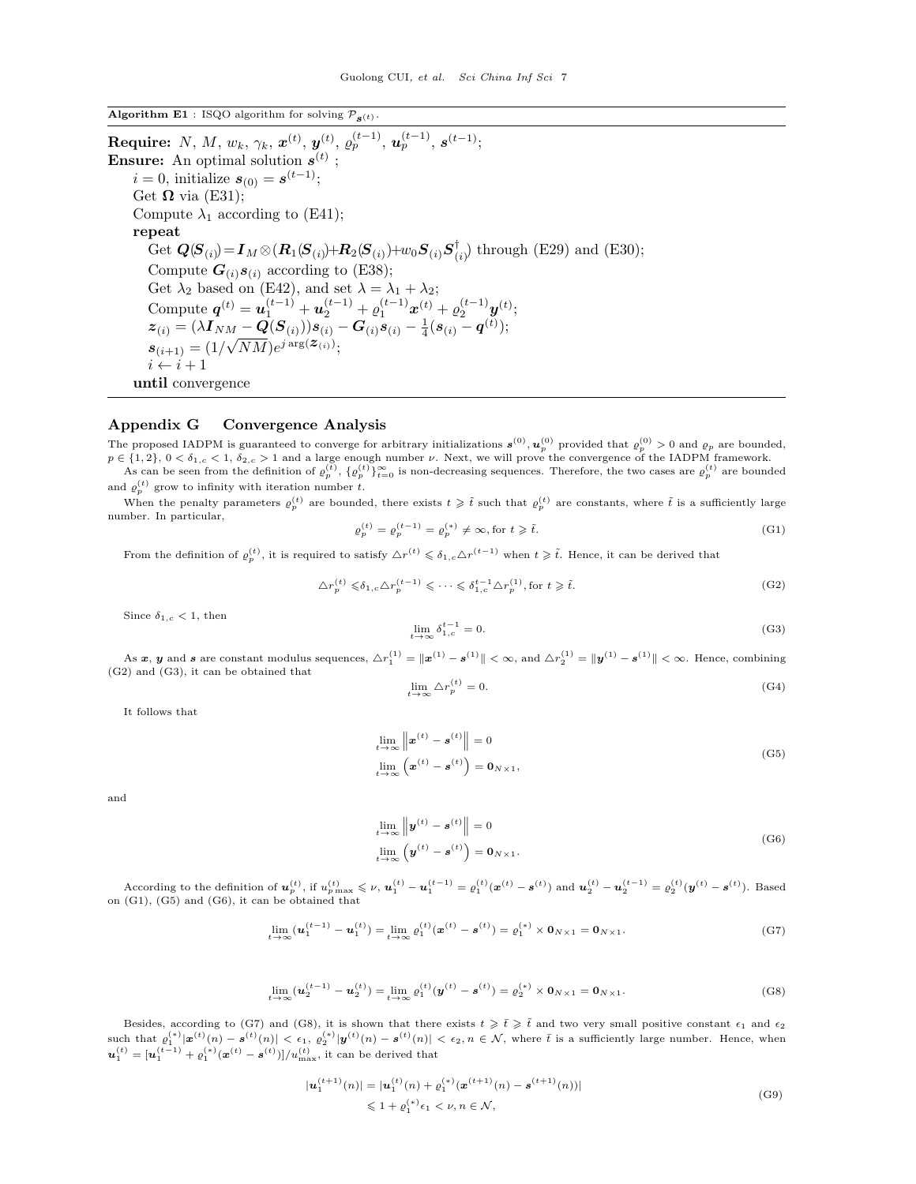**Algorithm E1** : ISQO algorithm for solving $\mathcal{P}_{\boldsymbol{s}^{(t)}}$.

**Require:** $N$, $M$, $w_k$, $\gamma_k$, $\boldsymbol{x}^{(t)}$, $\boldsymbol{y}^{(t)}$, $\varrho_p^{(t-1)}$, $\boldsymbol{u}_p^{(t-1)}$, $\boldsymbol{s}^{(t-1)}$;
**Ensure:** An optimal solution $\boldsymbol{s}^{(t)}$ ;
  $i = 0$, initialize $\boldsymbol{s}_{(0)} = \boldsymbol{s}^{(t-1)}$;
  Get $\boldsymbol{\Omega}$ via (E31);
  Compute $\lambda_1$ according to (E41);
  **repeat**
    Get $\boldsymbol{Q}(\boldsymbol{S}_{(i)}) = \boldsymbol{I}_M \otimes (\boldsymbol{R}_1(\boldsymbol{S}_{(i)}) + \boldsymbol{R}_2(\boldsymbol{S}_{(i)}) + w_0 \boldsymbol{S}_{(i)} \boldsymbol{S}_{(i)}^{\dagger})$ through (E29) and (E30);
    Compute $\boldsymbol{G}_{(i)} \boldsymbol{s}_{(i)}$ according to (E38);
    Get $\lambda_2$ based on (E42), and set $\lambda = \lambda_1 + \lambda_2$;
    Compute $\boldsymbol{q}^{(t)} = \boldsymbol{u}_1^{(t-1)} + \boldsymbol{u}_2^{(t-1)} + \varrho_1^{(t-1)} \boldsymbol{x}^{(t)} + \varrho_2^{(t-1)} \boldsymbol{y}^{(t)}$;
    $\boldsymbol{z}_{(i)} = (\lambda \boldsymbol{I}_{NM} - \boldsymbol{Q}(\boldsymbol{S}_{(i)})) \boldsymbol{s}_{(i)} - \boldsymbol{G}_{(i)} \boldsymbol{s}_{(i)} - \frac{1}{4}(\boldsymbol{s}_{(i)} - \boldsymbol{q}^{(t)})$;
    $\boldsymbol{s}_{(i+1)} = (1/\sqrt{NM}) e^{j \arg(\boldsymbol{z}_{(i)})}$;
    $i \leftarrow i + 1$
  **until** convergence

## Appendix G Convergence Analysis

The proposed IADPM is guaranteed to converge for arbitrary initializations $\boldsymbol{s}^{(0)}, \boldsymbol{u}_p^{(0)}$ provided that $\varrho_p^{(0)} > 0$ and $\varrho_p$ are bounded, $p \in \{1, 2\}$, $0 < \delta_{1,c} < 1$, $\delta_{2,c} > 1$ and a large enough number $\nu$. Next, we will prove the convergence of the IADPM framework.

As can be seen from the definition of $\varrho_p^{(t)}$, $\{\varrho_p^{(t)}\}_{t=0}^{\infty}$ is non-decreasing sequences. Therefore, the two cases are $\varrho_p^{(t)}$ are bounded and $\varrho_p^{(t)}$ grow to infinity with iteration number $t$.

When the penalty parameters $\varrho_p^{(t)}$ are bounded, there exists $t \geqslant \tilde{t}$ such that $\varrho_p^{(t)}$ are constants, where $\tilde{t}$ is a sufficiently large number. In particular,

$$\varrho_p^{(t)} = \varrho_p^{(t-1)} = \varrho_p^{(*)} \neq \infty, \text{for } t \geqslant \tilde{t}. \tag{G1}$$

From the definition of $\varrho_p^{(t)}$, it is required to satisfy $\triangle r^{(t)} \leqslant \delta_{1,c} \triangle r^{(t-1)}$ when $t \geqslant \tilde{t}$. Hence, it can be derived that

$$\triangle r_p^{(t)} \leqslant \delta_{1,c} \triangle r_p^{(t-1)} \leqslant \cdots \leqslant \delta_{1,c}^{t-1} \triangle r_p^{(1)}, \text{for } t \geqslant \tilde{t}. \tag{G2}$$

Since $\delta_{1,c} < 1$, then

$$\lim_{t \to \infty} \delta_{1,c}^{t-1} = 0. \tag{G3}$$

As $\boldsymbol{x}$, $\boldsymbol{y}$ and $\boldsymbol{s}$ are constant modulus sequences, $\triangle r_1^{(1)} = \|\boldsymbol{x}^{(1)} - \boldsymbol{s}^{(1)}\| < \infty$, and $\triangle r_2^{(1)} = \|\boldsymbol{y}^{(1)} - \boldsymbol{s}^{(1)}\| < \infty$. Hence, combining (G2) and (G3), it can be obtained that

$$\lim_{t \to \infty} \triangle r_p^{(t)} = 0. \tag{G4}$$

It follows that

$$\begin{aligned} &\lim_{t \to \infty} \left\| \boldsymbol{x}^{(t)} - \boldsymbol{s}^{(t)} \right\| = 0 \\ &\lim_{t \to \infty} \left( \boldsymbol{x}^{(t)} - \boldsymbol{s}^{(t)} \right) = \boldsymbol{0}_{N \times 1}, \end{aligned} \tag{G5}$$

and

$$\begin{aligned} &\lim_{t \to \infty} \left\| \boldsymbol{y}^{(t)} - \boldsymbol{s}^{(t)} \right\| = 0 \\ &\lim_{t \to \infty} \left( \boldsymbol{y}^{(t)} - \boldsymbol{s}^{(t)} \right) = \boldsymbol{0}_{N \times 1}. \end{aligned} \tag{G6}$$

According to the definition of $\boldsymbol{u}_p^{(t)}$, if $u_{p\max}^{(t)} \leqslant \nu$, $\boldsymbol{u}_1^{(t)} - \boldsymbol{u}_1^{(t-1)} = \varrho_1^{(t)}(\boldsymbol{x}^{(t)} - \boldsymbol{s}^{(t)})$ and $\boldsymbol{u}_2^{(t)} - \boldsymbol{u}_2^{(t-1)} = \varrho_2^{(t)}(\boldsymbol{y}^{(t)} - \boldsymbol{s}^{(t)})$. Based on (G1), (G5) and (G6), it can be obtained that

$$\lim_{t \to \infty} (\boldsymbol{u}_1^{(t-1)} - \boldsymbol{u}_1^{(t)}) = \lim_{t \to \infty} \varrho_1^{(t)}(\boldsymbol{x}^{(t)} - \boldsymbol{s}^{(t)}) = \varrho_1^{(*)} \times \boldsymbol{0}_{N \times 1} = \boldsymbol{0}_{N \times 1}. \tag{G7}$$

$$\lim_{t \to \infty} (\boldsymbol{u}_2^{(t-1)} - \boldsymbol{u}_2^{(t)}) = \lim_{t \to \infty} \varrho_1^{(t)}(\boldsymbol{y}^{(t)} - \boldsymbol{s}^{(t)}) = \varrho_2^{(*)} \times \boldsymbol{0}_{N \times 1} = \boldsymbol{0}_{N \times 1}. \tag{G8}$$

Besides, according to (G7) and (G8), it is shown that there exists $t \geqslant \bar{t} \geqslant \tilde{t}$ and two very small positive constant $\epsilon_1$ and $\epsilon_2$ such that $\varrho_1^{(*)}|\boldsymbol{x}^{(t)}(n) - \boldsymbol{s}^{(t)}(n)| < \epsilon_1$, $\varrho_2^{(*)}|\boldsymbol{y}^{(t)}(n) - \boldsymbol{s}^{(t)}(n)| < \epsilon_2, n \in \mathcal{N}$, where $\bar{t}$ is a sufficiently large number. Hence, when $\boldsymbol{u}_1^{(t)} = [\boldsymbol{u}_1^{(t-1)} + \varrho_1^{(*)}(\boldsymbol{x}^{(t)} - \boldsymbol{s}^{(t)})]/u_{\max}^{(t)}$, it can be derived that

$$\begin{aligned} |\boldsymbol{u}_1^{(t+1)}(n)| &= |\boldsymbol{u}_1^{(t)}(n) + \varrho_1^{(*)}(\boldsymbol{x}^{(t+1)}(n) - \boldsymbol{s}^{(t+1)}(n))| \\ &\leqslant 1 + \varrho_1^{(*)}\epsilon_1 < \nu, n \in \mathcal{N}, \end{aligned} \tag{G9}$$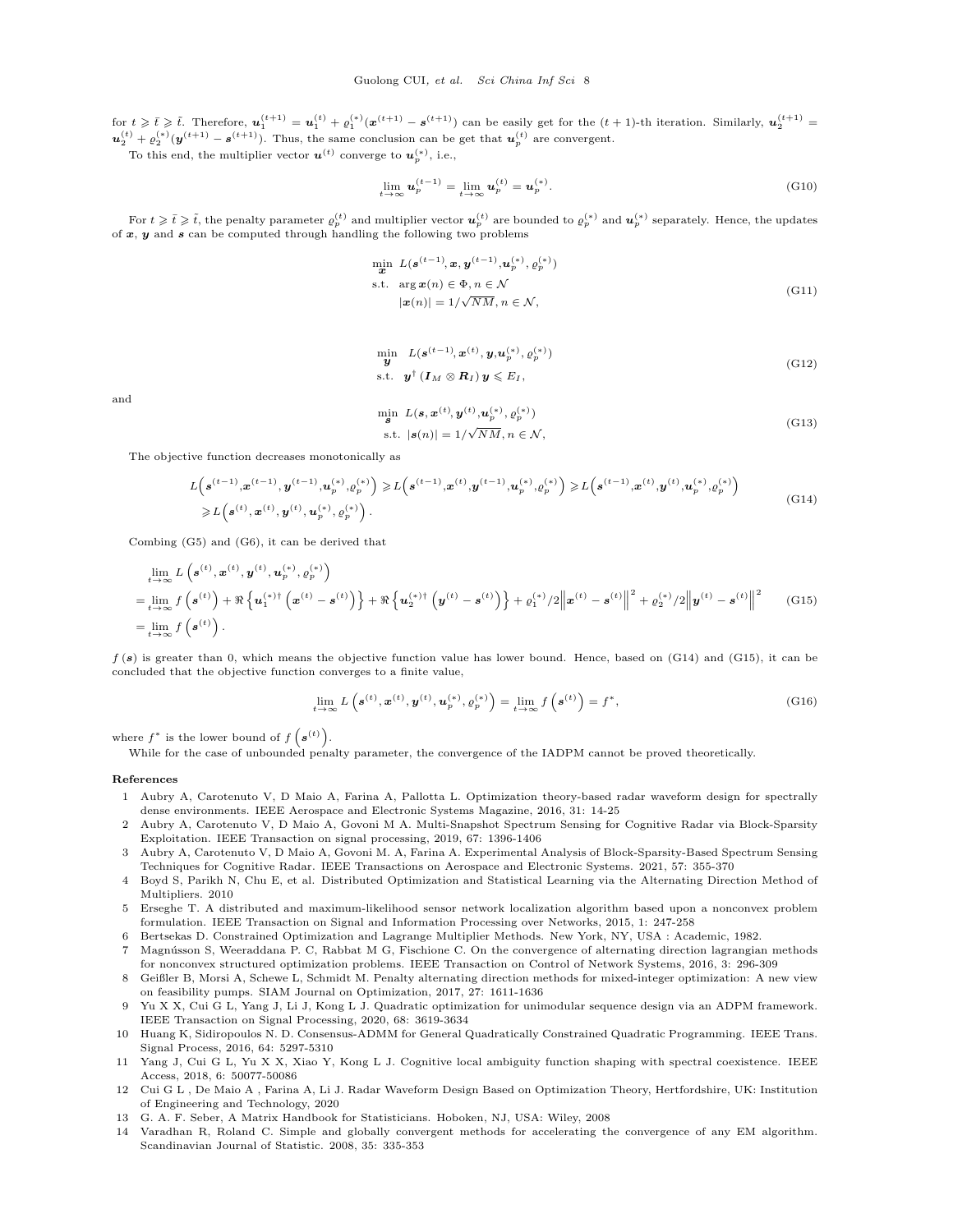for $t \geqslant \bar{t} \geqslant \tilde{t}$. Therefore, $\boldsymbol{u}_1^{(t+1)} = \boldsymbol{u}_1^{(t)} + \varrho_1^{(*)}(\boldsymbol{x}^{(t+1)} - \boldsymbol{s}^{(t+1)})$ can be easily get for the $(t+1)$-th iteration. Similarly, $\boldsymbol{u}_2^{(t+1)} = \boldsymbol{u}_2^{(t)} + \varrho_2^{(*)}(\boldsymbol{y}^{(t+1)} - \boldsymbol{s}^{(t+1)})$. Thus, the same conclusion can be get that $\boldsymbol{u}_p^{(t)}$ are convergent.

To this end, the multiplier vector $\boldsymbol{u}^{(t)}$ converge to $\boldsymbol{u}_p^{(*)}$, i.e.,

$$\lim_{t\to\infty} \boldsymbol{u}_p^{(t-1)} = \lim_{t\to\infty} \boldsymbol{u}_p^{(t)} = \boldsymbol{u}_p^{(*)}. \tag{G10}$$

For $t \geqslant \bar{t} \geqslant \tilde{t}$, the penalty parameter $\varrho_p^{(t)}$ and multiplier vector $\boldsymbol{u}_p^{(t)}$ are bounded to $\varrho_p^{(*)}$ and $\boldsymbol{u}_p^{(*)}$ separately. Hence, the updates of $\boldsymbol{x}$, $\boldsymbol{y}$ and $\boldsymbol{s}$ can be computed through handling the following two problems

$$\begin{aligned} \min_{\boldsymbol{x}} \ & L(\boldsymbol{s}^{(t-1)}, \boldsymbol{x}, \boldsymbol{y}^{(t-1)}, \boldsymbol{u}_p^{(*)}, \varrho_p^{(*)}) \\ \text{s.t.} \ & \arg \boldsymbol{x}(n) \in \Phi, n \in \mathcal{N} \\ & |\boldsymbol{x}(n)| = 1/\sqrt{NM}, n \in \mathcal{N}, \end{aligned} \tag{G11}$$

$$\begin{aligned} \min_{\boldsymbol{y}} \ & L(\boldsymbol{s}^{(t-1)}, \boldsymbol{x}^{(t)}, \boldsymbol{y}, \boldsymbol{u}_p^{(*)}, \varrho_p^{(*)}) \\ \text{s.t.} \ & \boldsymbol{y}^{\dagger} \left(\boldsymbol{I}_M \otimes \boldsymbol{R}_I\right) \boldsymbol{y} \leqslant E_I, \end{aligned} \tag{G12}$$

and

$$\begin{aligned} \min_{\boldsymbol{s}} \ & L(\boldsymbol{s}, \boldsymbol{x}^{(t)}, \boldsymbol{y}^{(t)}, \boldsymbol{u}_p^{(*)}, \varrho_p^{(*)}) \\ \text{s.t.} \ & |\boldsymbol{s}(n)| = 1/\sqrt{NM}, n \in \mathcal{N}, \end{aligned} \tag{G13}$$

The objective function decreases monotonically as

$$\begin{aligned} & L\left(\boldsymbol{s}^{(t-1)}, \boldsymbol{x}^{(t-1)}, \boldsymbol{y}^{(t-1)}, \boldsymbol{u}_p^{(*)}, \varrho_p^{(*)}\right) \geqslant L\left(\boldsymbol{s}^{(t-1)}, \boldsymbol{x}^{(t)}, \boldsymbol{y}^{(t-1)}, \boldsymbol{u}_p^{(*)}, \varrho_p^{(*)}\right) \geqslant L\left(\boldsymbol{s}^{(t-1)}, \boldsymbol{x}^{(t)}, \boldsymbol{y}^{(t)}, \boldsymbol{u}_p^{(*)}, \varrho_p^{(*)}\right) \\ & \geqslant L\left(\boldsymbol{s}^{(t)}, \boldsymbol{x}^{(t)}, \boldsymbol{y}^{(t)}, \boldsymbol{u}_p^{(*)}, \varrho_p^{(*)}\right). \end{aligned} \tag{G14}$$

Combing (G5) and (G6), it can be derived that

$$\begin{aligned} & \lim_{t\to\infty} L\left(\boldsymbol{s}^{(t)}, \boldsymbol{x}^{(t)}, \boldsymbol{y}^{(t)}, \boldsymbol{u}_p^{(*)}, \varrho_p^{(*)}\right) \\ & = \lim_{t\to\infty} f\left(\boldsymbol{s}^{(t)}\right) + \Re\left\{\boldsymbol{u}_1^{(*)\dagger}\left(\boldsymbol{x}^{(t)} - \boldsymbol{s}^{(t)}\right)\right\} + \Re\left\{\boldsymbol{u}_2^{(*)\dagger}\left(\boldsymbol{y}^{(t)} - \boldsymbol{s}^{(t)}\right)\right\} + \varrho_1^{(*)}/2\left\|\boldsymbol{x}^{(t)} - \boldsymbol{s}^{(t)}\right\|^2 + \varrho_2^{(*)}/2\left\|\boldsymbol{y}^{(t)} - \boldsymbol{s}^{(t)}\right\|^2 \\ & = \lim_{t\to\infty} f\left(\boldsymbol{s}^{(t)}\right). \end{aligned} \tag{G15}$$

$f(\boldsymbol{s})$ is greater than 0, which means the objective function value has lower bound. Hence, based on (G14) and (G15), it can be concluded that the objective function converges to a finite value,

$$\lim_{t\to\infty} L\left(\boldsymbol{s}^{(t)}, \boldsymbol{x}^{(t)}, \boldsymbol{y}^{(t)}, \boldsymbol{u}_p^{(*)}, \varrho_p^{(*)}\right) = \lim_{t\to\infty} f\left(\boldsymbol{s}^{(t)}\right) = f^*, \tag{G16}$$

where $f^*$ is the lower bound of $f\left(\boldsymbol{s}^{(t)}\right)$.

While for the case of unbounded penalty parameter, the convergence of the IADPM cannot be proved theoretically.

## References

1. Aubry A, Carotenuto V, D Maio A, Farina A, Pallotta L. Optimization theory-based radar waveform design for spectrally dense environments. IEEE Aerospace and Electronic Systems Magazine, 2016, 31: 14-25
2. Aubry A, Carotenuto V, D Maio A, Govoni M A. Multi-Snapshot Spectrum Sensing for Cognitive Radar via Block-Sparsity Exploitation. IEEE Transaction on signal processing, 2019, 67: 1396-1406
3. Aubry A, Carotenuto V, D Maio A, Govoni M. A, Farina A. Experimental Analysis of Block-Sparsity-Based Spectrum Sensing Techniques for Cognitive Radar. IEEE Transactions on Aerospace and Electronic Systems. 2021, 57: 355-370
4. Boyd S, Parikh N, Chu E, et al. Distributed Optimization and Statistical Learning via the Alternating Direction Method of Multipliers. 2010
5. Erseghe T. A distributed and maximum-likelihood sensor network localization algorithm based upon a nonconvex problem formulation. IEEE Transaction on Signal and Information Processing over Networks, 2015, 1: 247-258
6. Bertsekas D. Constrained Optimization and Lagrange Multiplier Methods. New York, NY, USA : Academic, 1982.
7. Magnússon S, Weeraddana P. C, Rabbat M G, Fischione C. On the convergence of alternating direction lagrangian methods for nonconvex structured optimization problems. IEEE Transaction on Control of Network Systems, 2016, 3: 296-309
8. Geißler B, Morsi A, Schewe L, Schmidt M. Penalty alternating direction methods for mixed-integer optimization: A new view on feasibility pumps. SIAM Journal on Optimization, 2017, 27: 1611-1636
9. Yu X X, Cui G L, Yang J, Li J, Kong L J. Quadratic optimization for unimodular sequence design via an ADPM framework. IEEE Transaction on Signal Processing, 2020, 68: 3619-3634
10. Huang K, Sidiropoulos N. D. Consensus-ADMM for General Quadratically Constrained Quadratic Programming. IEEE Trans. Signal Process, 2016, 64: 5297-5310
11. Yang J, Cui G L, Yu X X, Xiao Y, Kong L J. Cognitive local ambiguity function shaping with spectral coexistence. IEEE Access, 2018, 6: 50077-50086
12. Cui G L , De Maio A , Farina A, Li J. Radar Waveform Design Based on Optimization Theory, Hertfordshire, UK: Institution of Engineering and Technology, 2020
13. G. A. F. Seber, A Matrix Handbook for Statisticians. Hoboken, NJ, USA: Wiley, 2008
14. Varadhan R, Roland C. Simple and globally convergent methods for accelerating the convergence of any EM algorithm. Scandinavian Journal of Statistic. 2008, 35: 335-353